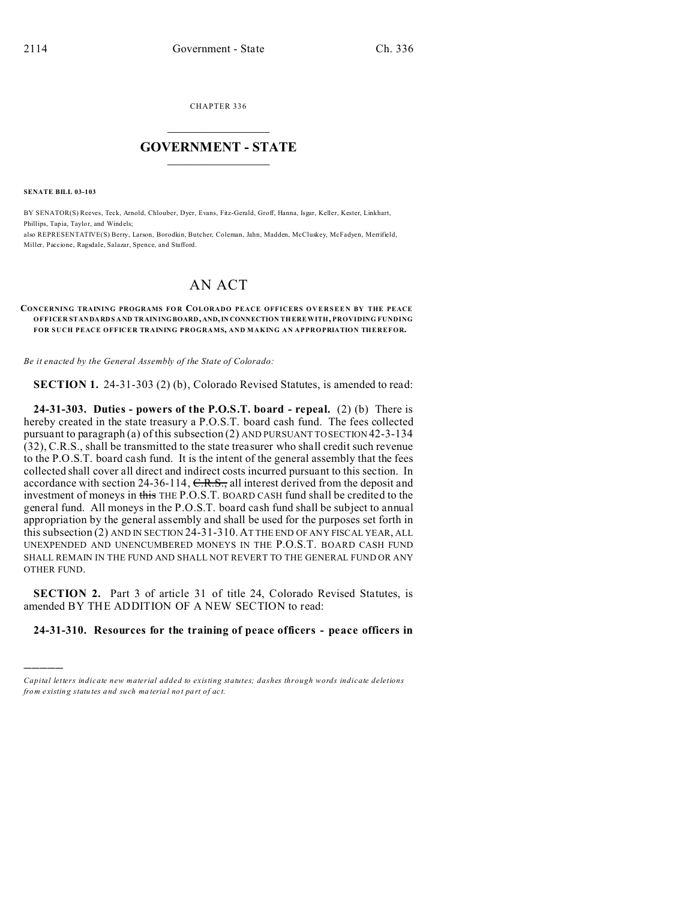CHAPTER 336

# GOVERNMENT - STATE

**SENATE BILL 03-103**

BY SENATOR(S) Reeves, Teck, Arnold, Chlouber, Dyer, Evans, Fitz-Gerald, Groff, Hanna, Isgar, Keller, Kester, Linkhart, Phillips, Tapia, Taylor, and Windels;
also REPRESENTATIVE(S) Berry, Larson, Borodkin, Butcher, Coleman, Jahn, Madden, McCluskey, McFadyen, Merrifield, Miller, Paccione, Ragsdale, Salazar, Spence, and Stafford.

# AN ACT

**CONCERNING TRAINING PROGRAMS FOR COLORADO PEACE OFFICERS OVERSEEN BY THE PEACE OFFICER STANDARDS AND TRAINING BOARD, AND, IN CONNECTION THEREWITH, PROVIDING FUNDING FOR SUCH PEACE OFFICER TRAINING PROGRAMS, AND MAKING AN APPROPRIATION THEREFOR.**

*Be it enacted by the General Assembly of the State of Colorado:*

**SECTION 1.** 24-31-303 (2) (b), Colorado Revised Statutes, is amended to read:

**24-31-303. Duties - powers of the P.O.S.T. board - repeal.** (2) (b) There is hereby created in the state treasury a P.O.S.T. board cash fund. The fees collected pursuant to paragraph (a) of this subsection (2) AND PURSUANT TO SECTION 42-3-134 (32), C.R.S., shall be transmitted to the state treasurer who shall credit such revenue to the P.O.S.T. board cash fund. It is the intent of the general assembly that the fees collected shall cover all direct and indirect costs incurred pursuant to this section. In accordance with section 24-36-114, ~~C.R.S.,~~ all interest derived from the deposit and investment of moneys in ~~this~~ THE P.O.S.T. BOARD CASH fund shall be credited to the general fund. All moneys in the P.O.S.T. board cash fund shall be subject to annual appropriation by the general assembly and shall be used for the purposes set forth in this subsection (2) AND IN SECTION 24-31-310. AT THE END OF ANY FISCAL YEAR, ALL UNEXPENDED AND UNENCUMBERED MONEYS IN THE P.O.S.T. BOARD CASH FUND SHALL REMAIN IN THE FUND AND SHALL NOT REVERT TO THE GENERAL FUND OR ANY OTHER FUND.

**SECTION 2.** Part 3 of article 31 of title 24, Colorado Revised Statutes, is amended BY THE ADDITION OF A NEW SECTION to read:

**24-31-310. Resources for the training of peace officers - peace officers in**

---

*Capital letters indicate new material added to existing statutes; dashes through words indicate deletions from existing statutes and such material not part of act.*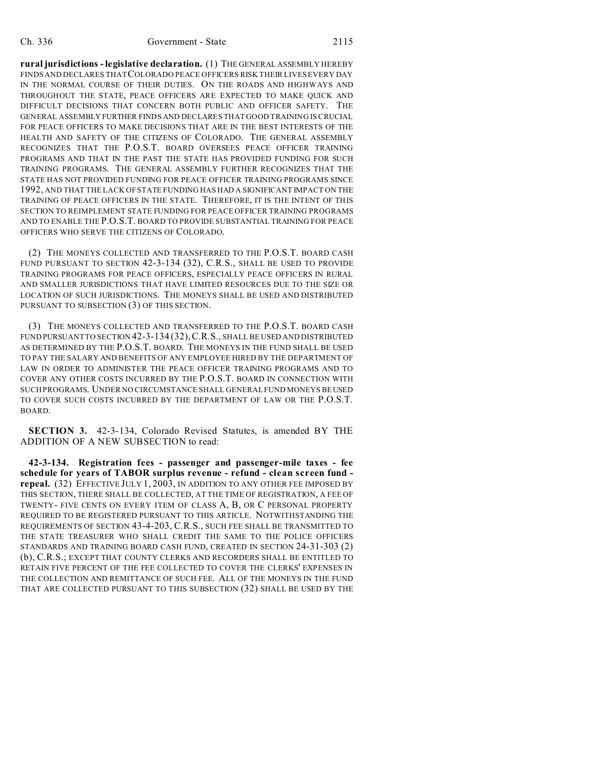**rural jurisdictions - legislative declaration.** (1) THE GENERAL ASSEMBLY HEREBY FINDS AND DECLARES THAT COLORADO PEACE OFFICERS RISK THEIR LIVES EVERY DAY IN THE NORMAL COURSE OF THEIR DUTIES. ON THE ROADS AND HIGHWAYS AND THROUGHOUT THE STATE, PEACE OFFICERS ARE EXPECTED TO MAKE QUICK AND DIFFICULT DECISIONS THAT CONCERN BOTH PUBLIC AND OFFICER SAFETY. THE GENERAL ASSEMBLY FURTHER FINDS AND DECLARES THAT GOOD TRAINING IS CRUCIAL FOR PEACE OFFICERS TO MAKE DECISIONS THAT ARE IN THE BEST INTERESTS OF THE HEALTH AND SAFETY OF THE CITIZENS OF COLORADO. THE GENERAL ASSEMBLY RECOGNIZES THAT THE P.O.S.T. BOARD OVERSEES PEACE OFFICER TRAINING PROGRAMS AND THAT IN THE PAST THE STATE HAS PROVIDED FUNDING FOR SUCH TRAINING PROGRAMS. THE GENERAL ASSEMBLY FURTHER RECOGNIZES THAT THE STATE HAS NOT PROVIDED FUNDING FOR PEACE OFFICER TRAINING PROGRAMS SINCE 1992, AND THAT THE LACK OF STATE FUNDING HAS HAD A SIGNIFICANT IMPACT ON THE TRAINING OF PEACE OFFICERS IN THE STATE. THEREFORE, IT IS THE INTENT OF THIS SECTION TO REIMPLEMENT STATE FUNDING FOR PEACE OFFICER TRAINING PROGRAMS AND TO ENABLE THE P.O.S.T. BOARD TO PROVIDE SUBSTANTIAL TRAINING FOR PEACE OFFICERS WHO SERVE THE CITIZENS OF COLORADO.

(2) THE MONEYS COLLECTED AND TRANSFERRED TO THE P.O.S.T. BOARD CASH FUND PURSUANT TO SECTION 42-3-134 (32), C.R.S., SHALL BE USED TO PROVIDE TRAINING PROGRAMS FOR PEACE OFFICERS, ESPECIALLY PEACE OFFICERS IN RURAL AND SMALLER JURISDICTIONS THAT HAVE LIMITED RESOURCES DUE TO THE SIZE OR LOCATION OF SUCH JURISDICTIONS. THE MONEYS SHALL BE USED AND DISTRIBUTED PURSUANT TO SUBSECTION (3) OF THIS SECTION.

(3) THE MONEYS COLLECTED AND TRANSFERRED TO THE P.O.S.T. BOARD CASH FUND PURSUANT TO SECTION 42-3-134 (32), C.R.S., SHALL BE USED AND DISTRIBUTED AS DETERMINED BY THE P.O.S.T. BOARD. THE MONEYS IN THE FUND SHALL BE USED TO PAY THE SALARY AND BENEFITS OF ANY EMPLOYEE HIRED BY THE DEPARTMENT OF LAW IN ORDER TO ADMINISTER THE PEACE OFFICER TRAINING PROGRAMS AND TO COVER ANY OTHER COSTS INCURRED BY THE P.O.S.T. BOARD IN CONNECTION WITH SUCH PROGRAMS. UNDER NO CIRCUMSTANCE SHALL GENERAL FUND MONEYS BE USED TO COVER SUCH COSTS INCURRED BY THE DEPARTMENT OF LAW OR THE P.O.S.T. BOARD.

**SECTION 3.** 42-3-134, Colorado Revised Statutes, is amended BY THE ADDITION OF A NEW SUBSECTION to read:

**42-3-134. Registration fees - passenger and passenger-mile taxes - fee schedule for years of TABOR surplus revenue - refund - clean screen fund - repeal.** (32) EFFECTIVE JULY 1, 2003, IN ADDITION TO ANY OTHER FEE IMPOSED BY THIS SECTION, THERE SHALL BE COLLECTED, AT THE TIME OF REGISTRATION, A FEE OF TWENTY- FIVE CENTS ON EVERY ITEM OF CLASS A, B, OR C PERSONAL PROPERTY REQUIRED TO BE REGISTERED PURSUANT TO THIS ARTICLE. NOTWITHSTANDING THE REQUIREMENTS OF SECTION 43-4-203, C.R.S., SUCH FEE SHALL BE TRANSMITTED TO THE STATE TREASURER WHO SHALL CREDIT THE SAME TO THE POLICE OFFICERS STANDARDS AND TRAINING BOARD CASH FUND, CREATED IN SECTION 24-31-303 (2) (b), C.R.S.; EXCEPT THAT COUNTY CLERKS AND RECORDERS SHALL BE ENTITLED TO RETAIN FIVE PERCENT OF THE FEE COLLECTED TO COVER THE CLERKS' EXPENSES IN THE COLLECTION AND REMITTANCE OF SUCH FEE. ALL OF THE MONEYS IN THE FUND THAT ARE COLLECTED PURSUANT TO THIS SUBSECTION (32) SHALL BE USED BY THE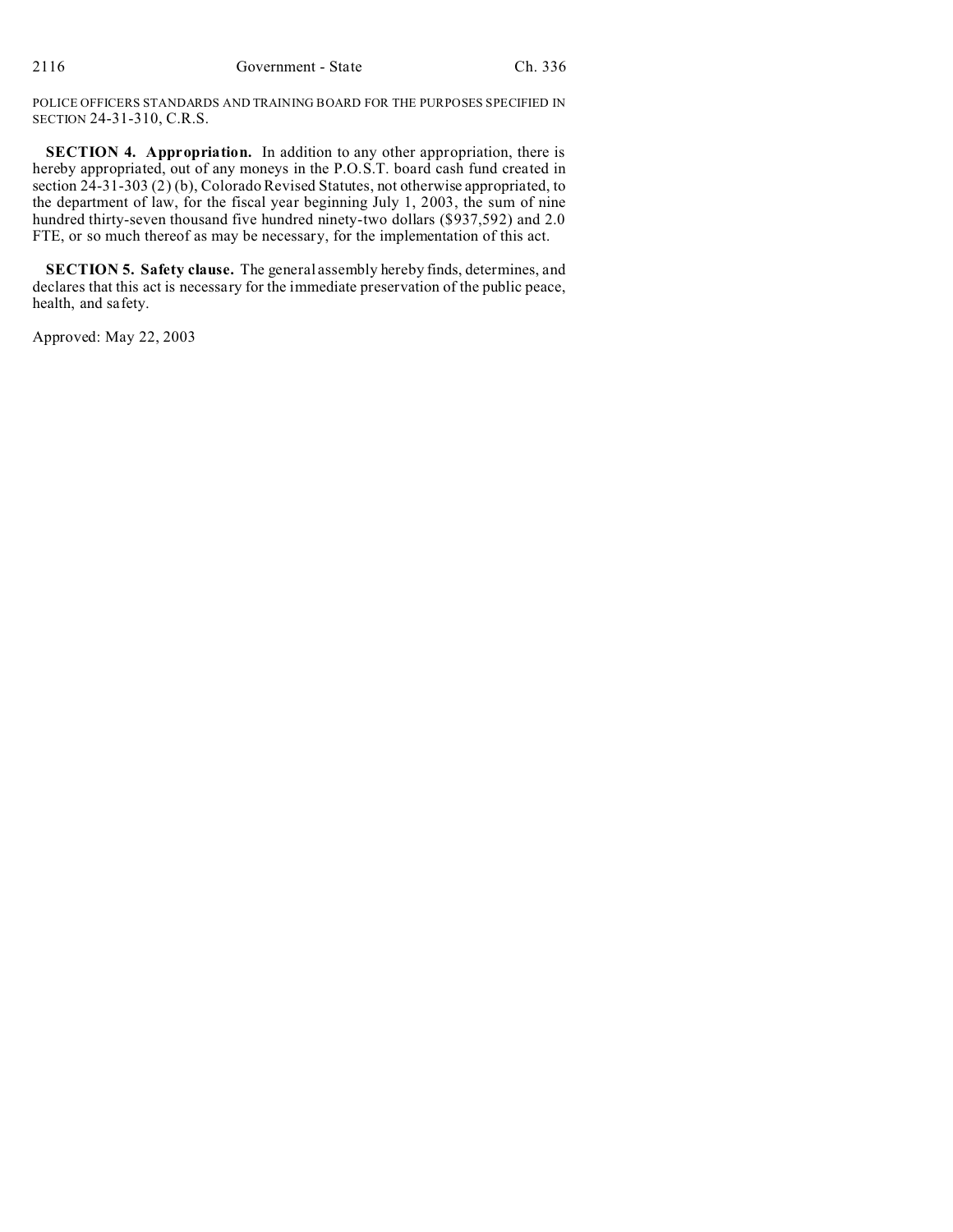POLICE OFFICERS STANDARDS AND TRAINING BOARD FOR THE PURPOSES SPECIFIED IN SECTION 24-31-310, C.R.S.

**SECTION 4. Appropriation.** In addition to any other appropriation, there is hereby appropriated, out of any moneys in the P.O.S.T. board cash fund created in section 24-31-303 (2) (b), Colorado Revised Statutes, not otherwise appropriated, to the department of law, for the fiscal year beginning July 1, 2003, the sum of nine hundred thirty-seven thousand five hundred ninety-two dollars ($937,592) and 2.0 FTE, or so much thereof as may be necessary, for the implementation of this act.

**SECTION 5. Safety clause.** The general assembly hereby finds, determines, and declares that this act is necessary for the immediate preservation of the public peace, health, and safety.

Approved: May 22, 2003